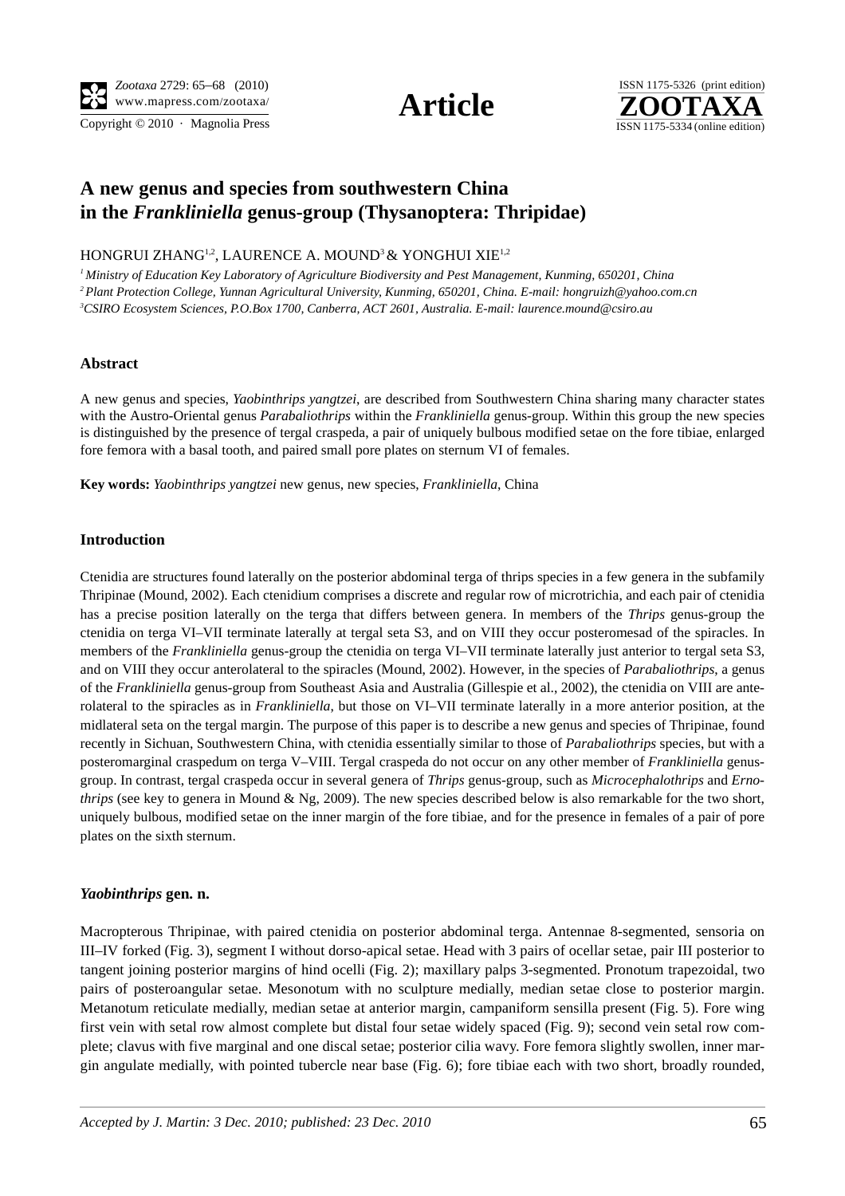# A new genus and species from southwestern China in the *Frankliniella* genus-group (Thysanoptera: Thripidae)

HONGRUI ZHANG[1,2], LAURENCE A. MOUND[3] & YONGHUI XIE[1,2]

[1] *Ministry of Education Key Laboratory of Agriculture Biodiversity and Pest Management, Kunming, 650201, China*

[2] *Plant Protection College, Yunnan Agricultural University, Kunming, 650201, China. E-mail: hongruizh@yahoo.com.cn*

[3] *CSIRO Ecosystem Sciences, P.O.Box 1700, Canberra, ACT 2601, Australia. E-mail: laurence.mound@csiro.au*

## Abstract

A new genus and species, *Yaobinthrips yangtzei*, are described from Southwestern China sharing many character states with the Austro-Oriental genus *Parabaliothrips* within the *Frankliniella* genus-group. Within this group the new species is distinguished by the presence of tergal craspeda, a pair of uniquely bulbous modified setae on the fore tibiae, enlarged fore femora with a basal tooth, and paired small pore plates on sternum VI of females.

**Key words:** *Yaobinthrips yangtzei* new genus, new species, *Frankliniella*, China

## Introduction

Ctenidia are structures found laterally on the posterior abdominal terga of thrips species in a few genera in the subfamily Thripinae (Mound, 2002). Each ctenidium comprises a discrete and regular row of microtrichia, and each pair of ctenidia has a precise position laterally on the terga that differs between genera. In members of the *Thrips* genus-group the ctenidia on terga VI–VII terminate laterally at tergal seta S3, and on VIII they occur posteromesad of the spiracles. In members of the *Frankliniella* genus-group the ctenidia on terga VI–VII terminate laterally just anterior to tergal seta S3, and on VIII they occur anterolateral to the spiracles (Mound, 2002). However, in the species of *Parabaliothrips*, a genus of the *Frankliniella* genus-group from Southeast Asia and Australia (Gillespie et al., 2002), the ctenidia on VIII are anterolateral to the spiracles as in *Frankliniella*, but those on VI–VII terminate laterally in a more anterior position, at the midlateral seta on the tergal margin. The purpose of this paper is to describe a new genus and species of Thripinae, found recently in Sichuan, Southwestern China, with ctenidia essentially similar to those of *Parabaliothrips* species, but with a posteromarginal craspedum on terga V–VIII. Tergal craspeda do not occur on any other member of *Frankliniella* genus-group. In contrast, tergal craspeda occur in several genera of *Thrips* genus-group, such as *Microcephalothrips* and *Ernothrips* (see key to genera in Mound & Ng, 2009). The new species described below is also remarkable for the two short, uniquely bulbous, modified setae on the inner margin of the fore tibiae, and for the presence in females of a pair of pore plates on the sixth sternum.

### *Yaobinthrips* gen. n.

Macropterous Thripinae, with paired ctenidia on posterior abdominal terga. Antennae 8-segmented, sensoria on III–IV forked (Fig. 3), segment I without dorso-apical setae. Head with 3 pairs of ocellar setae, pair III posterior to tangent joining posterior margins of hind ocelli (Fig. 2); maxillary palps 3-segmented. Pronotum trapezoidal, two pairs of posteroangular setae. Mesonotum with no sculpture medially, median setae close to posterior margin. Metanotum reticulate medially, median setae at anterior margin, campaniform sensilla present (Fig. 5). Fore wing first vein with setal row almost complete but distal four setae widely spaced (Fig. 9); second vein setal row complete; clavus with five marginal and one discal setae; posterior cilia wavy. Fore femora slightly swollen, inner margin angulate medially, with pointed tubercle near base (Fig. 6); fore tibiae each with two short, broadly rounded,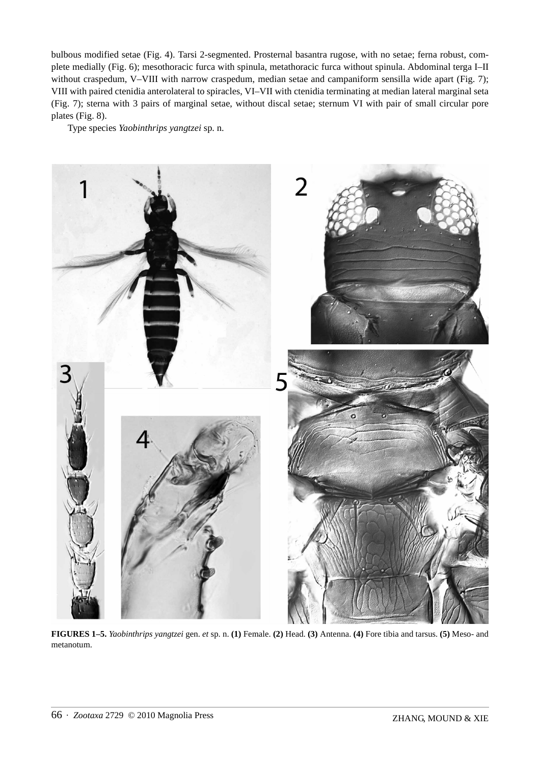bulbous modified setae (Fig. 4). Tarsi 2-segmented. Prosternal basantra rugose, with no setae; ferna robust, complete medially (Fig. 6); mesothoracic furca with spinula, metathoracic furca without spinula. Abdominal terga I–II without craspedum, V–VIII with narrow craspedum, median setae and campaniform sensilla wide apart (Fig. 7); VIII with paired ctenidia anterolateral to spiracles, VI–VII with ctenidia terminating at median lateral marginal seta (Fig. 7); sterna with 3 pairs of marginal setae, without discal setae; sternum VI with pair of small circular pore plates (Fig. 8).

Type species *Yaobinthrips yangtzei* sp. n.

**FIGURES 1–5.** *Yaobinthrips yangtzei* gen. *et* sp. n. **(1)** Female. **(2)** Head. **(3)** Antenna. **(4)** Fore tibia and tarsus. **(5)** Meso- and metanotum.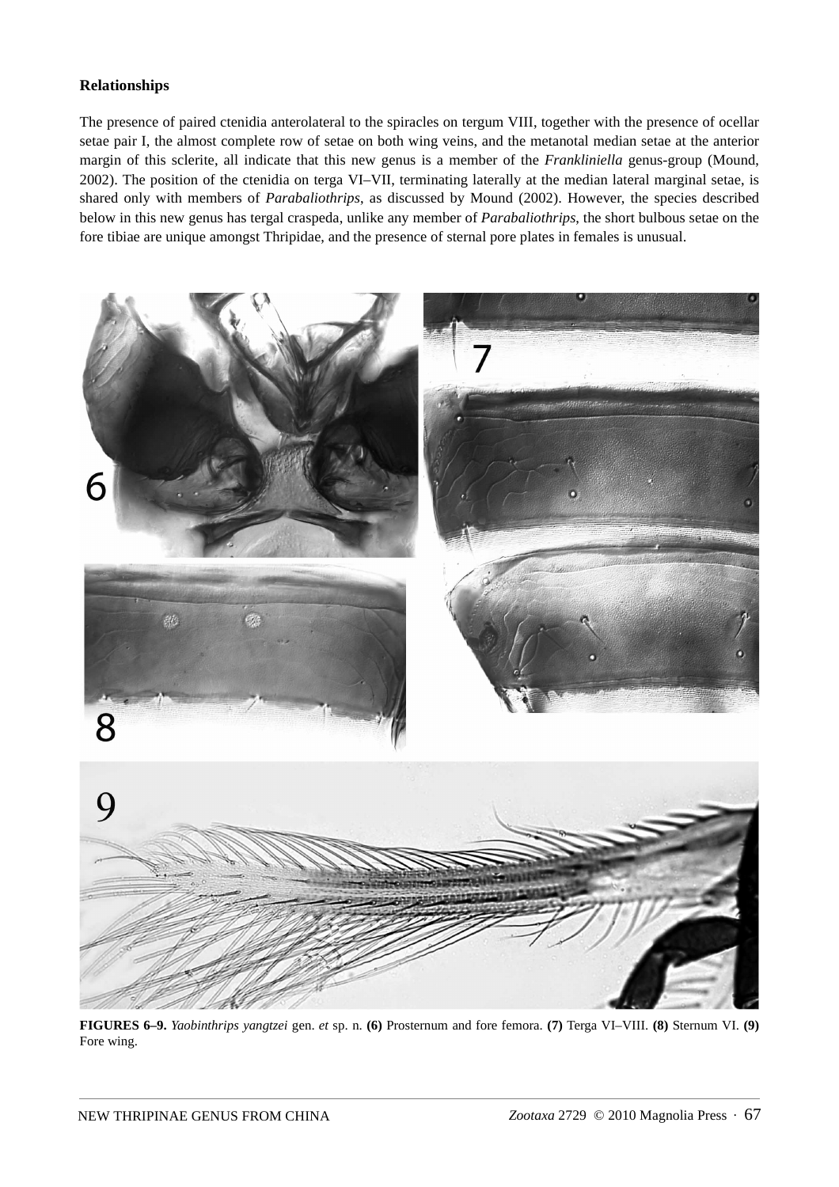### Relationships

The presence of paired ctenidia anterolateral to the spiracles on tergum VIII, together with the presence of ocellar setae pair I, the almost complete row of setae on both wing veins, and the metanotal median setae at the anterior margin of this sclerite, all indicate that this new genus is a member of the *Frankliniella* genus-group (Mound, 2002). The position of the ctenidia on terga VI–VII, terminating laterally at the median lateral marginal setae, is shared only with members of *Parabaliothrips*, as discussed by Mound (2002). However, the species described below in this new genus has tergal craspeda, unlike any member of *Parabaliothrips*, the short bulbous setae on the fore tibiae are unique amongst Thripidae, and the presence of sternal pore plates in females is unusual.

**FIGURES 6–9.** *Yaobinthrips yangtzei* gen. *et* sp. n. **(6)** Prosternum and fore femora. **(7)** Terga VI–VIII. **(8)** Sternum VI. **(9)** Fore wing.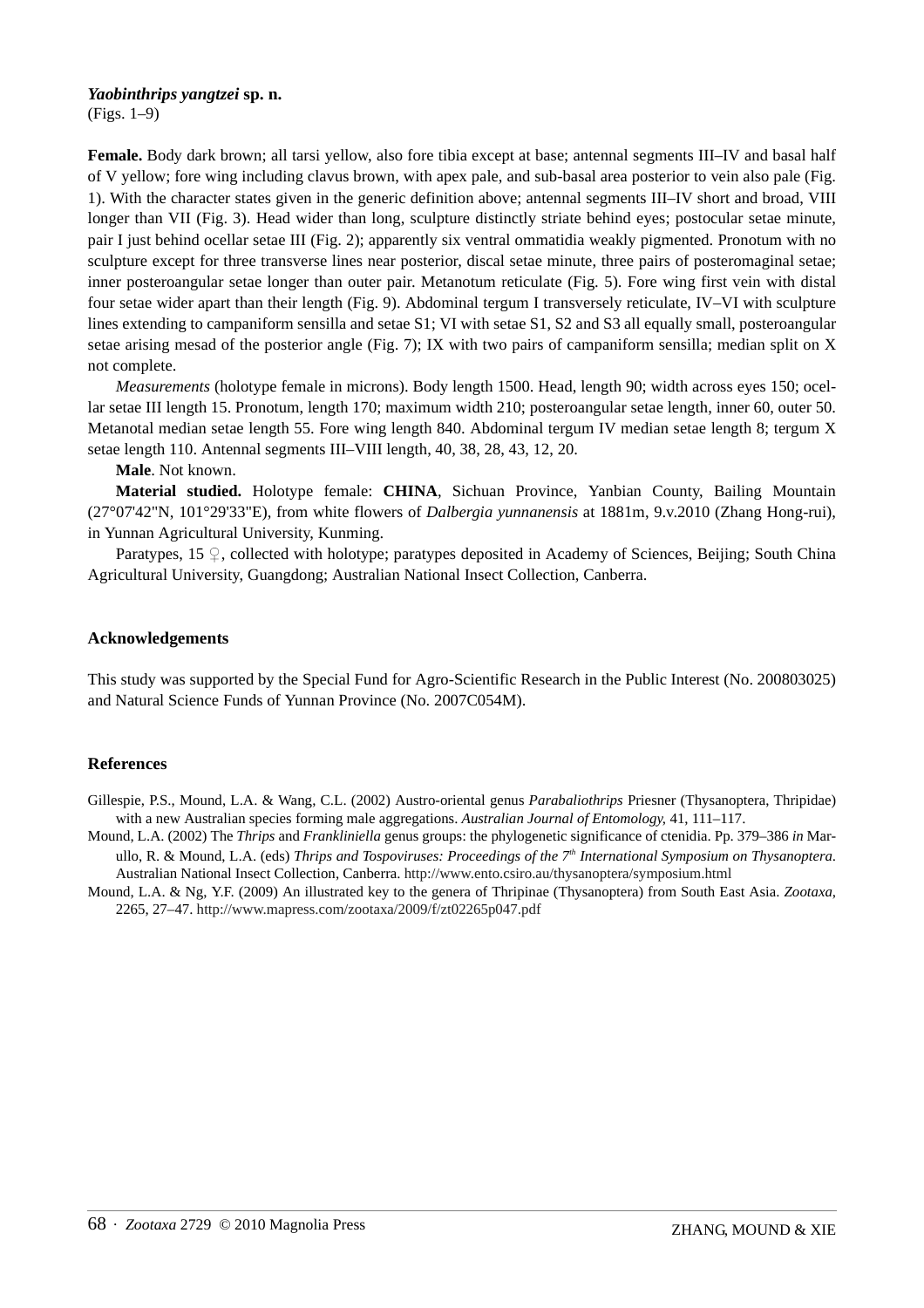***Yaobinthrips yangtzei* sp. n.**
(Figs. 1–9)

**Female.** Body dark brown; all tarsi yellow, also fore tibia except at base; antennal segments III–IV and basal half of V yellow; fore wing including clavus brown, with apex pale, and sub-basal area posterior to vein also pale (Fig. 1). With the character states given in the generic definition above; antennal segments III–IV short and broad, VIII longer than VII (Fig. 3). Head wider than long, sculpture distinctly striate behind eyes; postocular setae minute, pair I just behind ocellar setae III (Fig. 2); apparently six ventral ommatidia weakly pigmented. Pronotum with no sculpture except for three transverse lines near posterior, discal setae minute, three pairs of posteromaginal setae; inner posteroangular setae longer than outer pair. Metanotum reticulate (Fig. 5). Fore wing first vein with distal four setae wider apart than their length (Fig. 9). Abdominal tergum I transversely reticulate, IV–VI with sculpture lines extending to campaniform sensilla and setae S1; VI with setae S1, S2 and S3 all equally small, posteroangular setae arising mesad of the posterior angle (Fig. 7); IX with two pairs of campaniform sensilla; median split on X not complete.

*Measurements* (holotype female in microns). Body length 1500. Head, length 90; width across eyes 150; ocellar setae III length 15. Pronotum, length 170; maximum width 210; posteroangular setae length, inner 60, outer 50. Metanotal median setae length 55. Fore wing length 840. Abdominal tergum IV median setae length 8; tergum X setae length 110. Antennal segments III–VIII length, 40, 38, 28, 43, 12, 20.

**Male**. Not known.

**Material studied.** Holotype female: **CHINA**, Sichuan Province, Yanbian County, Bailing Mountain (27°07'42"N, 101°29'33"E), from white flowers of *Dalbergia yunnanensis* at 1881m, 9.v.2010 (Zhang Hong-rui), in Yunnan Agricultural University, Kunming.

Paratypes, 15 ♀, collected with holotype; paratypes deposited in Academy of Sciences, Beijing; South China Agricultural University, Guangdong; Australian National Insect Collection, Canberra.

## Acknowledgements

This study was supported by the Special Fund for Agro-Scientific Research in the Public Interest (No. 200803025) and Natural Science Funds of Yunnan Province (No. 2007C054M).

## References

Gillespie, P.S., Mound, L.A. & Wang, C.L. (2002) Austro-oriental genus *Parabaliothrips* Priesner (Thysanoptera, Thripidae) with a new Australian species forming male aggregations. *Australian Journal of Entomology*, 41, 111–117.

Mound, L.A. (2002) The *Thrips* and *Frankliniella* genus groups: the phylogenetic significance of ctenidia. Pp. 379–386 *in* Marullo, R. & Mound, L.A. (eds) *Thrips and Tospoviruses: Proceedings of the 7th International Symposium on Thysanoptera*. Australian National Insect Collection, Canberra. http://www.ento.csiro.au/thysanoptera/symposium.html

Mound, L.A. & Ng, Y.F. (2009) An illustrated key to the genera of Thripinae (Thysanoptera) from South East Asia. *Zootaxa*, 2265, 27–47. http://www.mapress.com/zootaxa/2009/f/zt02265p047.pdf